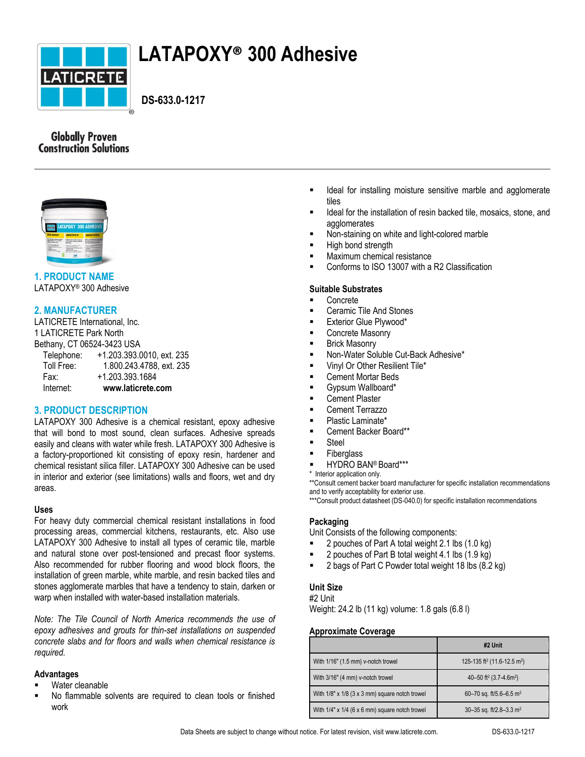# LATAPOXY® 300 Adhesive

**DS-633.0-1217**

Globally Proven Construction Solutions

## 1. PRODUCT NAME

LATAPOXY® 300 Adhesive

## 2. MANUFACTURER

LATICRETE International, Inc.
1 LATICRETE Park North
Bethany, CT 06524-3423 USA

| | |
|---|---|
| Telephone: | +1.203.393.0010, ext. 235 |
| Toll Free: | 1.800.243.4788, ext. 235 |
| Fax: | +1.203.393.1684 |
| Internet: | **www.laticrete.com** |

## 3. PRODUCT DESCRIPTION

LATAPOXY 300 Adhesive is a chemical resistant, epoxy adhesive that will bond to most sound, clean surfaces. Adhesive spreads easily and cleans with water while fresh. LATAPOXY 300 Adhesive is a factory-proportioned kit consisting of epoxy resin, hardener and chemical resistant silica filler. LATAPOXY 300 Adhesive can be used in interior and exterior (see limitations) walls and floors, wet and dry areas.

### Uses

For heavy duty commercial chemical resistant installations in food processing areas, commercial kitchens, restaurants, etc. Also use LATAPOXY 300 Adhesive to install all types of ceramic tile, marble and natural stone over post-tensioned and precast floor systems. Also recommended for rubber flooring and wood block floors, the installation of green marble, white marble, and resin backed tiles and stones agglomerate marbles that have a tendency to stain, darken or warp when installed with water-based installation materials.

*Note: The Tile Council of North America recommends the use of epoxy adhesives and grouts for thin-set installations on suspended concrete slabs and for floors and walls when chemical resistance is required.*

### Advantages

- Water cleanable
- No flammable solvents are required to clean tools or finished work
- Ideal for installing moisture sensitive marble and agglomerate tiles
- Ideal for the installation of resin backed tile, mosaics, stone, and agglomerates
- Non-staining on white and light-colored marble
- High bond strength
- Maximum chemical resistance
- Conforms to ISO 13007 with a R2 Classification

### Suitable Substrates

- Concrete
- Ceramic Tile And Stones
- Exterior Glue Plywood*
- Concrete Masonry
- Brick Masonry
- Non-Water Soluble Cut-Back Adhesive*
- Vinyl Or Other Resilient Tile*
- Cement Mortar Beds
- Gypsum Wallboard*
- Cement Plaster
- Cement Terrazzo
- Plastic Laminate*
- Cement Backer Board**
- Steel
- Fiberglass
- HYDRO BAN® Board***

\* Interior application only.
\*\*Consult cement backer board manufacturer for specific installation recommendations and to verify acceptability for exterior use.
\*\*\*Consult product datasheet (DS-040.0) for specific installation recommendations

### Packaging

Unit Consists of the following components:

- 2 pouches of Part A total weight 2.1 lbs (1.0 kg)
- 2 pouches of Part B total weight 4.1 lbs (1.9 kg)
- 2 bags of Part C Powder total weight 18 lbs (8.2 kg)

### Unit Size

#2 Unit
Weight: 24.2 lb (11 kg) volume: 1.8 gals (6.8 l)

### Approximate Coverage

| | #2 Unit |
|---|---|
| With 1/16" (1.5 mm) v-notch trowel | 125-135 ft² (11.6-12.5 m²) |
| With 3/16" (4 mm) v-notch trowel | 40–50 ft² (3.7-4.6m²) |
| With 1/8" x 1/8 (3 x 3 mm) square notch trowel | 60–70 sq. ft/5.6–6.5 m² |
| With 1/4" x 1/4 (6 x 6 mm) square notch trowel | 30–35 sq. ft/2.8–3.3 m² |

Data Sheets are subject to change without notice. For latest revision, visit www.laticrete.com.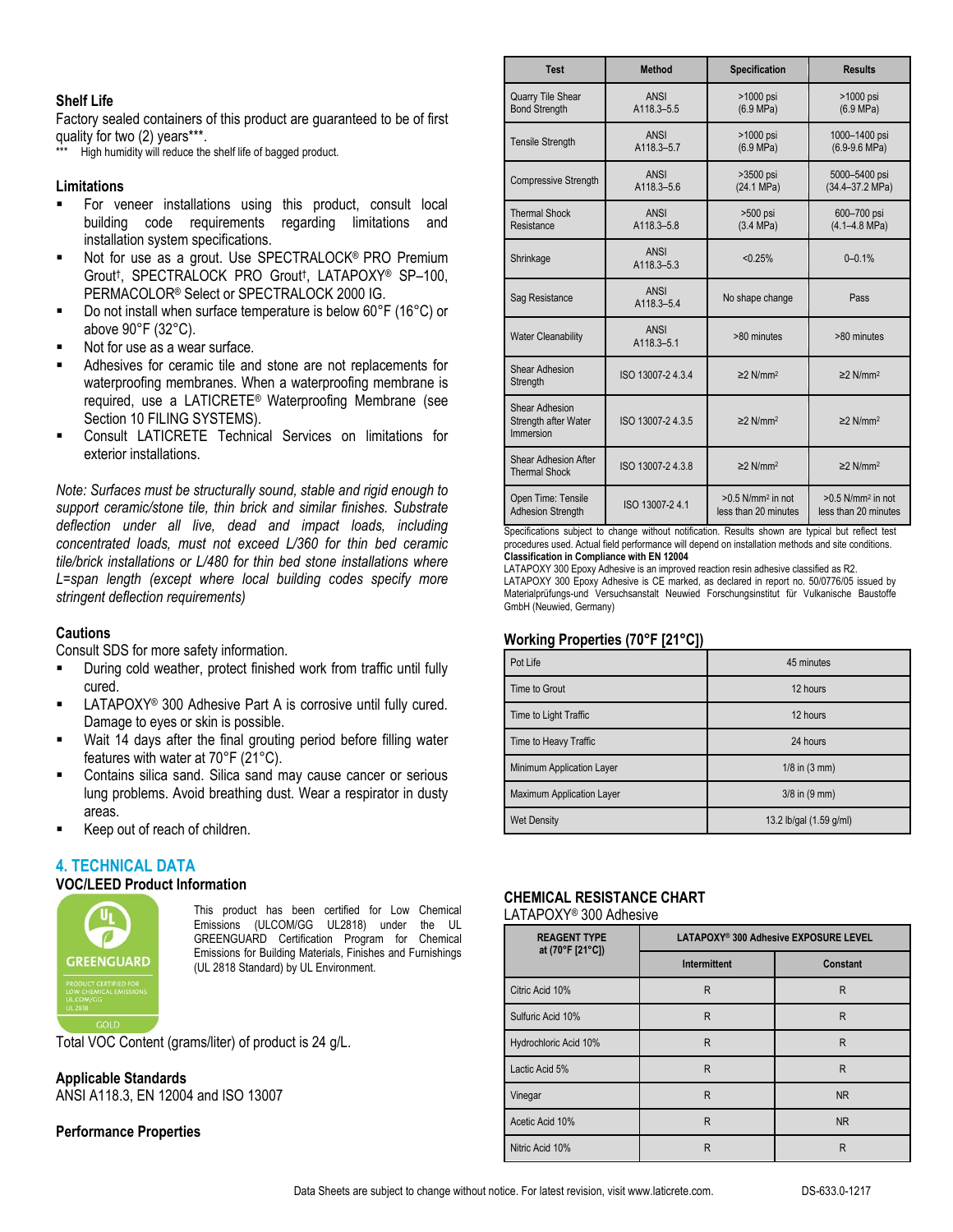### Shelf Life

Factory sealed containers of this product are guaranteed to be of first quality for two (2) years***.

*** High humidity will reduce the shelf life of bagged product.

### Limitations

- For veneer installations using this product, consult local building code requirements regarding limitations and installation system specifications.
- Not for use as a grout. Use SPECTRALOCK® PRO Premium Grout†, SPECTRALOCK PRO Grout†, LATAPOXY® SP–100, PERMACOLOR® Select or SPECTRALOCK 2000 IG.
- Do not install when surface temperature is below 60°F (16°C) or above 90°F (32°C).
- Not for use as a wear surface.
- Adhesives for ceramic tile and stone are not replacements for waterproofing membranes. When a waterproofing membrane is required, use a LATICRETE® Waterproofing Membrane (see Section 10 FILING SYSTEMS).
- Consult LATICRETE Technical Services on limitations for exterior installations.

*Note: Surfaces must be structurally sound, stable and rigid enough to support ceramic/stone tile, thin brick and similar finishes. Substrate deflection under all live, dead and impact loads, including concentrated loads, must not exceed L/360 for thin bed ceramic tile/brick installations or L/480 for thin bed stone installations where L=span length (except where local building codes specify more stringent deflection requirements)*

### Cautions

Consult SDS for more safety information.

- During cold weather, protect finished work from traffic until fully cured.
- LATAPOXY® 300 Adhesive Part A is corrosive until fully cured. Damage to eyes or skin is possible.
- Wait 14 days after the final grouting period before filling water features with water at 70°F (21°C).
- Contains silica sand. Silica sand may cause cancer or serious lung problems. Avoid breathing dust. Wear a respirator in dusty areas.
- Keep out of reach of children.

## 4. TECHNICAL DATA

### VOC/LEED Product Information

This product has been certified for Low Chemical Emissions (ULCOM/GG UL2818) under the UL GREENGUARD Certification Program for Chemical Emissions for Building Materials, Finishes and Furnishings (UL 2818 Standard) by UL Environment.

Total VOC Content (grams/liter) of product is 24 g/L.

### Applicable Standards

ANSI A118.3, EN 12004 and ISO 13007

### Performance Properties

| Test | Method | Specification | Results |
|---|---|---|---|
| Quarry Tile Shear Bond Strength | ANSI A118.3–5.5 | >1000 psi (6.9 MPa) | >1000 psi (6.9 MPa) |
| Tensile Strength | ANSI A118.3–5.7 | >1000 psi (6.9 MPa) | 1000–1400 psi (6.9-9.6 MPa) |
| Compressive Strength | ANSI A118.3–5.6 | >3500 psi (24.1 MPa) | 5000–5400 psi (34.4–37.2 MPa) |
| Thermal Shock Resistance | ANSI A118.3–5.8 | >500 psi (3.4 MPa) | 600–700 psi (4.1–4.8 MPa) |
| Shrinkage | ANSI A118.3–5.3 | <0.25% | 0–0.1% |
| Sag Resistance | ANSI A118.3–5.4 | No shape change | Pass |
| Water Cleanability | ANSI A118.3–5.1 | >80 minutes | >80 minutes |
| Shear Adhesion Strength | ISO 13007-2 4.3.4 | ≥2 N/mm² | ≥2 N/mm² |
| Shear Adhesion Strength after Water Immersion | ISO 13007-2 4.3.5 | ≥2 N/mm² | ≥2 N/mm² |
| Shear Adhesion After Thermal Shock | ISO 13007-2 4.3.8 | ≥2 N/mm² | ≥2 N/mm² |
| Open Time: Tensile Adhesion Strength | ISO 13007-2 4.1 | >0.5 N/mm² in not less than 20 minutes | >0.5 N/mm² in not less than 20 minutes |

Specifications subject to change without notification. Results shown are typical but reflect test procedures used. Actual field performance will depend on installation methods and site conditions.

**Classification in Compliance with EN 12004**

LATAPOXY 300 Epoxy Adhesive is an improved reaction resin adhesive classified as R2.

LATAPOXY 300 Epoxy Adhesive is CE marked, as declared in report no. 50/0776/05 issued by Materialprüfungs-und Versuchsanstalt Neuwied Forschungsinstitut für Vulkanische Baustoffe GmbH (Neuwied, Germany)

### Working Properties (70°F [21°C])

| Property | Value |
|---|---|
| Pot Life | 45 minutes |
| Time to Grout | 12 hours |
| Time to Light Traffic | 12 hours |
| Time to Heavy Traffic | 24 hours |
| Minimum Application Layer | 1/8 in (3 mm) |
| Maximum Application Layer | 3/8 in (9 mm) |
| Wet Density | 13.2 lb/gal (1.59 g/ml) |

### CHEMICAL RESISTANCE CHART

LATAPOXY® 300 Adhesive

| REAGENT TYPE at (70°F [21°C]) | LATAPOXY® 300 Adhesive EXPOSURE LEVEL | |
|---|---|---|
| | Intermittent | Constant |
| Citric Acid 10% | R | R |
| Sulfuric Acid 10% | R | R |
| Hydrochloric Acid 10% | R | R |
| Lactic Acid 5% | R | R |
| Vinegar | R | NR |
| Acetic Acid 10% | R | NR |
| Nitric Acid 10% | R | R |

Data Sheets are subject to change without notice. For latest revision, visit www.laticrete.com. DS-633.0-1217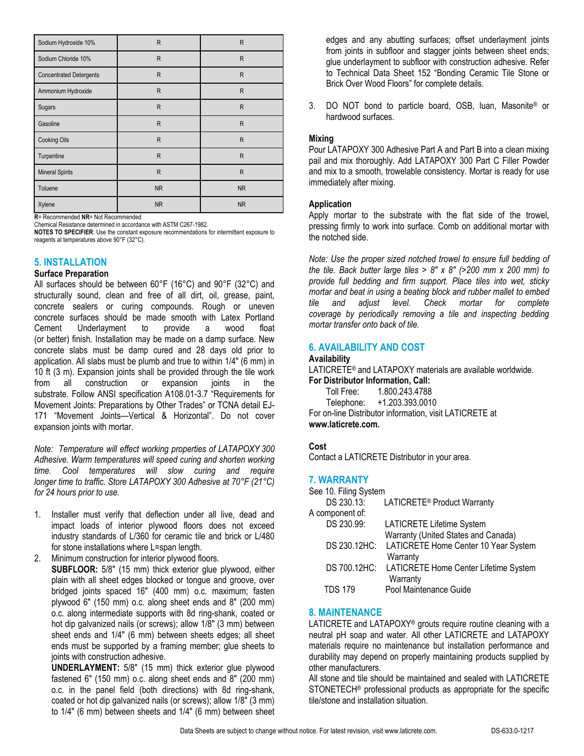| Sodium Hydroxide 10% | R | R |
|---|---|---|
| Sodium Chloride 10% | R | R |
| Concentrated Detergents | R | R |
| Ammonium Hydroxide | R | R |
| Sugars | R | R |
| Gasoline | R | R |
| Cooking Oils | R | R |
| Turpentine | R | R |
| Mineral Spirits | R | R |
| Toluene | NR | NR |
| Xylene | NR | NR |

**R**= Recommended **NR**= Not Recommended
Chemical Resistance determined in accordance with ASTM C267-1982.
**NOTES TO SPECIFIER**: Use the constant exposure recommendations for intermittent exposure to reagents at temperatures above 90°F (32°C).

## 5. INSTALLATION

### Surface Preparation

All surfaces should be between 60°F (16°C) and 90°F (32°C) and structurally sound, clean and free of all dirt, oil, grease, paint, concrete sealers or curing compounds. Rough or uneven concrete surfaces should be made smooth with Latex Portland Cement Underlayment to provide a wood float (or better) finish. Installation may be made on a damp surface. New concrete slabs must be damp cured and 28 days old prior to application. All slabs must be plumb and true to within 1/4" (6 mm) in 10 ft (3 m). Expansion joints shall be provided through the tile work from all construction or expansion joints in the substrate. Follow ANSI specification A108.01-3.7 "Requirements for Movement Joints: Preparations by Other Trades" or TCNA detail EJ-171 "Movement Joints—Vertical & Horizontal". Do not cover expansion joints with mortar.

*Note: Temperature will effect working properties of LATAPOXY 300 Adhesive. Warm temperatures will speed curing and shorten working time. Cool temperatures will slow curing and require longer time to traffic. Store LATAPOXY 300 Adhesive at 70°F (21°C) for 24 hours prior to use.*

1. Installer must verify that deflection under all live, dead and impact loads of interior plywood floors does not exceed industry standards of L/360 for ceramic tile and brick or L/480 for stone installations where L=span length.
2. Minimum construction for interior plywood floors.
   **SUBFLOOR:** 5/8" (15 mm) thick exterior glue plywood, either plain with all sheet edges blocked or tongue and groove, over bridged joints spaced 16" (400 mm) o.c. maximum; fasten plywood 6" (150 mm) o.c. along sheet ends and 8" (200 mm) o.c. along intermediate supports with 8d ring-shank, coated or hot dip galvanized nails (or screws); allow 1/8" (3 mm) between sheet ends and 1/4" (6 mm) between sheets edges; all sheet ends must be supported by a framing member; glue sheets to joints with construction adhesive.
   **UNDERLAYMENT:** 5/8" (15 mm) thick exterior glue plywood fastened 6" (150 mm) o.c. along sheet ends and 8" (200 mm) o.c. in the panel field (both directions) with 8d ring-shank, coated or hot dip galvanized nails (or screws); allow 1/8" (3 mm) to 1/4" (6 mm) between sheets and 1/4" (6 mm) between sheet edges and any abutting surfaces; offset underlayment joints from joints in subfloor and stagger joints between sheet ends; glue underlayment to subfloor with construction adhesive. Refer to Technical Data Sheet 152 "Bonding Ceramic Tile Stone or Brick Over Wood Floors" for complete details.
3. DO NOT bond to particle board, OSB, luan, Masonite® or hardwood surfaces.

### Mixing

Pour LATAPOXY 300 Adhesive Part A and Part B into a clean mixing pail and mix thoroughly. Add LATAPOXY 300 Part C Filler Powder and mix to a smooth, trowelable consistency. Mortar is ready for use immediately after mixing.

### Application

Apply mortar to the substrate with the flat side of the trowel, pressing firmly to work into surface. Comb on additional mortar with the notched side.

*Note: Use the proper sized notched trowel to ensure full bedding of the tile. Back butter large tiles > 8" x 8" (>200 mm x 200 mm) to provide full bedding and firm support. Place tiles into wet, sticky mortar and beat in using a beating block and rubber mallet to embed tile and adjust level. Check mortar for complete coverage by periodically removing a tile and inspecting bedding mortar transfer onto back of tile.*

## 6. AVAILABILITY AND COST

### Availability

LATICRETE® and LATAPOXY materials are available worldwide.

**For Distributor Information, Call:**

Toll Free: 1.800.243.4788
Telephone: +1.203.393.0010

For on-line Distributor information, visit LATICRETE at **www.laticrete.com.**

### Cost

Contact a LATICRETE Distributor in your area.

## 7. WARRANTY

See 10. Filing System

DS 230.13: LATICRETE® Product Warranty

A component of:

DS 230.99: LATICRETE Lifetime System Warranty (United States and Canada)
DS 230.12HC: LATICRETE Home Center 10 Year System Warranty
DS 700.12HC: LATICRETE Home Center Lifetime System Warranty
TDS 179 Pool Maintenance Guide

## 8. MAINTENANCE

LATICRETE and LATAPOXY® grouts require routine cleaning with a neutral pH soap and water. All other LATICRETE and LATAPOXY materials require no maintenance but installation performance and durability may depend on properly maintaining products supplied by other manufacturers.

All stone and tile should be maintained and sealed with LATICRETE STONETECH® professional products as appropriate for the specific tile/stone and installation situation.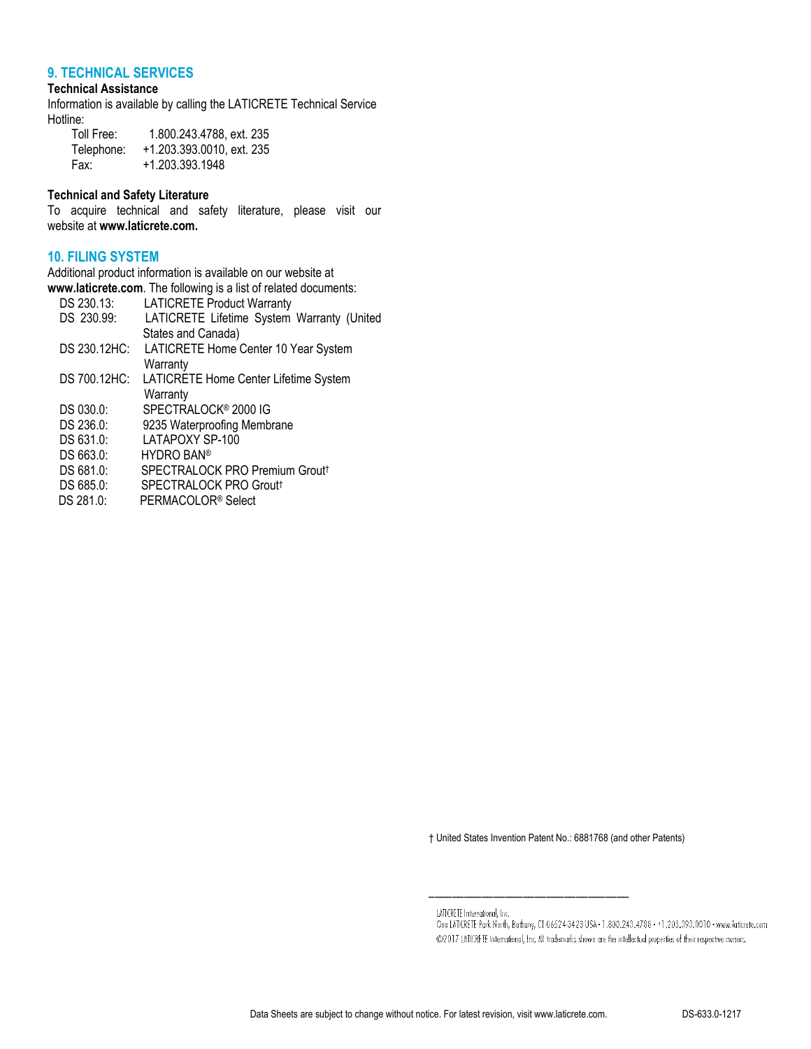## 9. TECHNICAL SERVICES

**Technical Assistance**

Information is available by calling the LATICRETE Technical Service Hotline:

Toll Free: 1.800.243.4788, ext. 235
Telephone: +1.203.393.0010, ext. 235
Fax: +1.203.393.1948

**Technical and Safety Literature**

To acquire technical and safety literature, please visit our website at **www.laticrete.com.**

## 10. FILING SYSTEM

Additional product information is available on our website at **www.laticrete.com**. The following is a list of related documents:

DS 230.13: LATICRETE Product Warranty
DS 230.99: LATICRETE Lifetime System Warranty (United States and Canada)
DS 230.12HC: LATICRETE Home Center 10 Year System Warranty
DS 700.12HC: LATICRETE Home Center Lifetime System Warranty
DS 030.0: SPECTRALOCK® 2000 IG
DS 236.0: 9235 Waterproofing Membrane
DS 631.0: LATAPOXY SP-100
DS 663.0: HYDRO BAN®
DS 681.0: SPECTRALOCK PRO Premium Grout†
DS 685.0: SPECTRALOCK PRO Grout†
DS 281.0: PERMACOLOR® Select

† United States Invention Patent No.: 6881768 (and other Patents)

LATICRETE International, Inc.
One LATICRETE Park North, Bethany, CT 06524-3423 USA • 1.800.243.4788 • +1.203.393.0010 • www.laticrete.com
©2017 LATICRETE International, Inc. All trademarks shown are the intellectual properties of their respective owners.

Data Sheets are subject to change without notice. For latest revision, visit www.laticrete.com. DS-633.0-1217